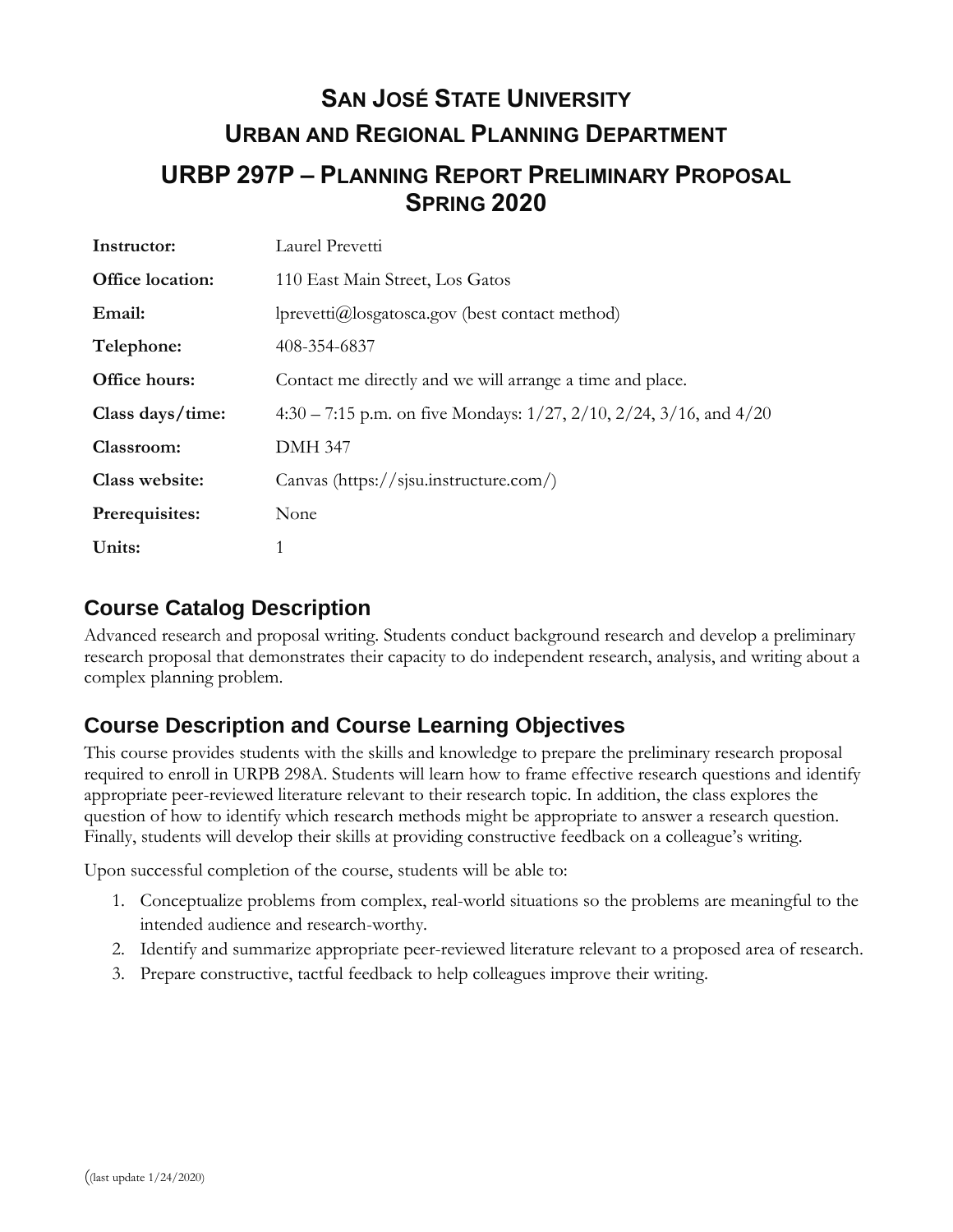# San José State University
# Urban and Regional Planning Department
## URBP 297P – Planning Report Preliminary Proposal
## Spring 2020

| | |
|---|---|
| **Instructor:** | Laurel Prevetti |
| **Office location:** | 110 East Main Street, Los Gatos |
| **Email:** | lprevetti@losgatosca.gov (best contact method) |
| **Telephone:** | 408-354-6837 |
| **Office hours:** | Contact me directly and we will arrange a time and place. |
| **Class days/time:** | 4:30 – 7:15 p.m. on five Mondays: 1/27, 2/10, 2/24, 3/16, and 4/20 |
| **Classroom:** | DMH 347 |
| **Class website:** | Canvas (https://sjsu.instructure.com/) |
| **Prerequisites:** | None |
| **Units:** | 1 |

## Course Catalog Description

Advanced research and proposal writing. Students conduct background research and develop a preliminary research proposal that demonstrates their capacity to do independent research, analysis, and writing about a complex planning problem.

## Course Description and Course Learning Objectives

This course provides students with the skills and knowledge to prepare the preliminary research proposal required to enroll in URPB 298A. Students will learn how to frame effective research questions and identify appropriate peer-reviewed literature relevant to their research topic. In addition, the class explores the question of how to identify which research methods might be appropriate to answer a research question. Finally, students will develop their skills at providing constructive feedback on a colleague's writing.

Upon successful completion of the course, students will be able to:

1. Conceptualize problems from complex, real-world situations so the problems are meaningful to the intended audience and research-worthy.
2. Identify and summarize appropriate peer-reviewed literature relevant to a proposed area of research.
3. Prepare constructive, tactful feedback to help colleagues improve their writing.

((last update 1/24/2020)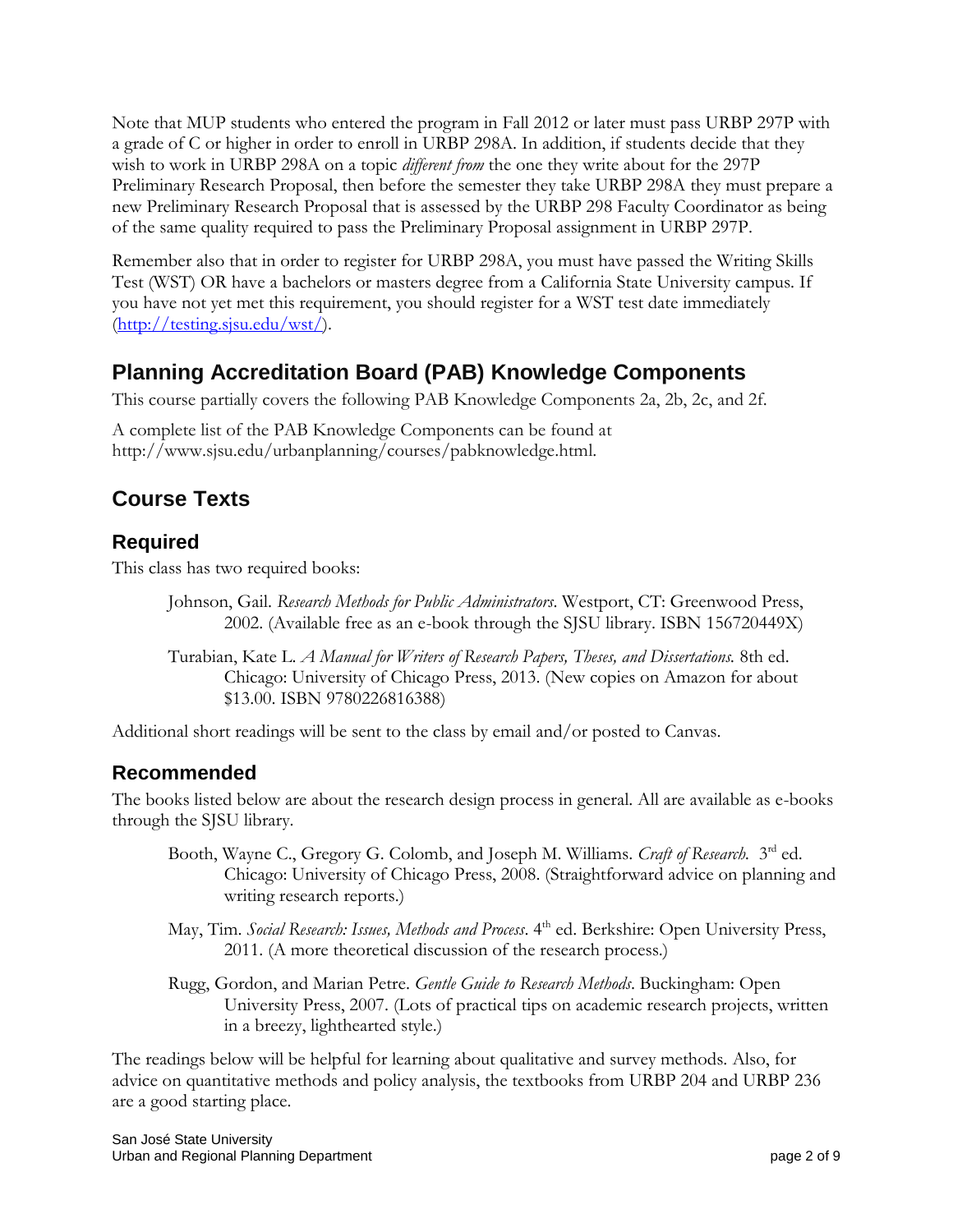Note that MUP students who entered the program in Fall 2012 or later must pass URBP 297P with a grade of C or higher in order to enroll in URBP 298A. In addition, if students decide that they wish to work in URBP 298A on a topic *different from* the one they write about for the 297P Preliminary Research Proposal, then before the semester they take URBP 298A they must prepare a new Preliminary Research Proposal that is assessed by the URBP 298 Faculty Coordinator as being of the same quality required to pass the Preliminary Proposal assignment in URBP 297P.

Remember also that in order to register for URBP 298A, you must have passed the Writing Skills Test (WST) OR have a bachelors or masters degree from a California State University campus. If you have not yet met this requirement, you should register for a WST test date immediately (http://testing.sjsu.edu/wst/).

## Planning Accreditation Board (PAB) Knowledge Components

This course partially covers the following PAB Knowledge Components 2a, 2b, 2c, and 2f.

A complete list of the PAB Knowledge Components can be found at http://www.sjsu.edu/urbanplanning/courses/pabknowledge.html.

## Course Texts

### Required

This class has two required books:

> Johnson, Gail. *Research Methods for Public Administrators*. Westport, CT: Greenwood Press, 2002. (Available free as an e-book through the SJSU library. ISBN 156720449X)
>
> Turabian, Kate L. *A Manual for Writers of Research Papers, Theses, and Dissertations.* 8th ed. Chicago: University of Chicago Press, 2013. (New copies on Amazon for about $13.00. ISBN 9780226816388)

Additional short readings will be sent to the class by email and/or posted to Canvas.

### Recommended

The books listed below are about the research design process in general. All are available as e-books through the SJSU library.

> Booth, Wayne C., Gregory G. Colomb, and Joseph M. Williams. *Craft of Research.* 3rd ed. Chicago: University of Chicago Press, 2008. (Straightforward advice on planning and writing research reports.)
>
> May, Tim. *Social Research: Issues, Methods and Process*. 4th ed. Berkshire: Open University Press, 2011. (A more theoretical discussion of the research process.)
>
> Rugg, Gordon, and Marian Petre. *Gentle Guide to Research Methods*. Buckingham: Open University Press, 2007. (Lots of practical tips on academic research projects, written in a breezy, lighthearted style.)

The readings below will be helpful for learning about qualitative and survey methods. Also, for advice on quantitative methods and policy analysis, the textbooks from URBP 204 and URBP 236 are a good starting place.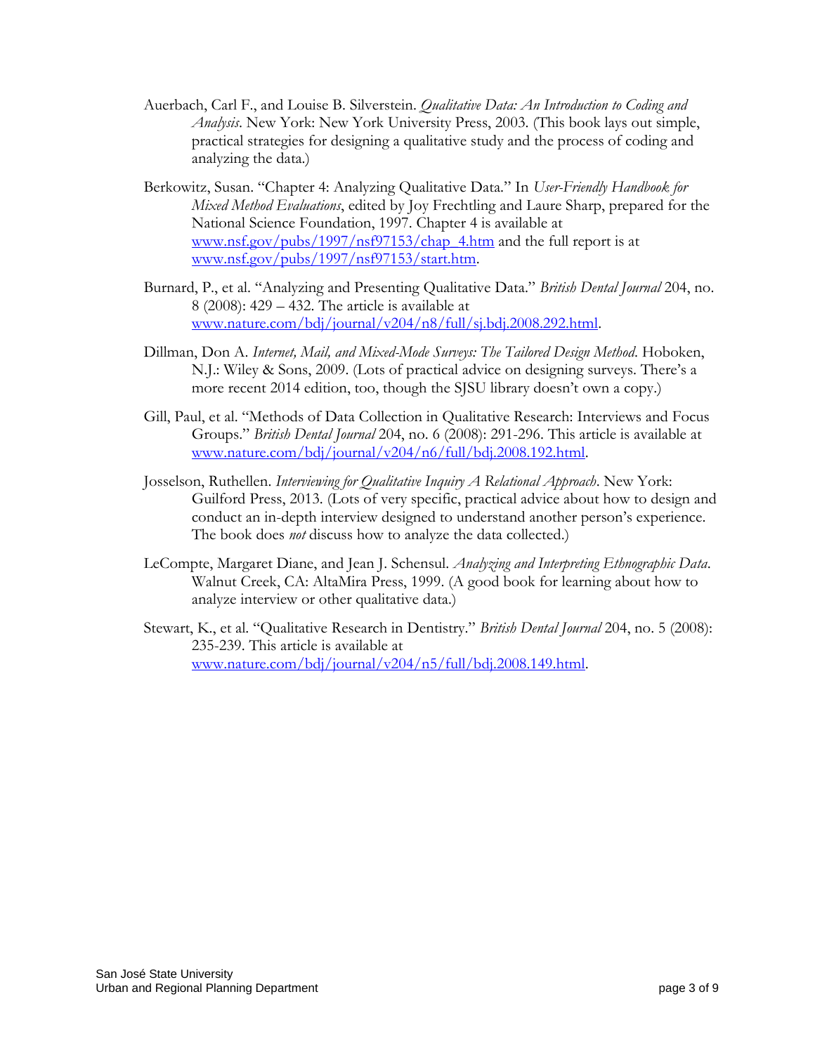Auerbach, Carl F., and Louise B. Silverstein. *Qualitative Data: An Introduction to Coding and Analysis*. New York: New York University Press, 2003. (This book lays out simple, practical strategies for designing a qualitative study and the process of coding and analyzing the data.)

Berkowitz, Susan. "Chapter 4: Analyzing Qualitative Data." In *User-Friendly Handbook for Mixed Method Evaluations*, edited by Joy Frechtling and Laure Sharp, prepared for the National Science Foundation, 1997. Chapter 4 is available at [www.nsf.gov/pubs/1997/nsf97153/chap_4.htm](www.nsf.gov/pubs/1997/nsf97153/chap_4.htm) and the full report is at [www.nsf.gov/pubs/1997/nsf97153/start.htm](www.nsf.gov/pubs/1997/nsf97153/start.htm).

Burnard, P., et al. "Analyzing and Presenting Qualitative Data." *British Dental Journal* 204, no. 8 (2008): 429 – 432. The article is available at [www.nature.com/bdj/journal/v204/n8/full/sj.bdj.2008.292.html](www.nature.com/bdj/journal/v204/n8/full/sj.bdj.2008.292.html).

Dillman, Don A. *Internet, Mail, and Mixed-Mode Surveys: The Tailored Design Method*. Hoboken, N.J.: Wiley & Sons, 2009. (Lots of practical advice on designing surveys. There's a more recent 2014 edition, too, though the SJSU library doesn't own a copy.)

Gill, Paul, et al. "Methods of Data Collection in Qualitative Research: Interviews and Focus Groups." *British Dental Journal* 204, no. 6 (2008): 291-296. This article is available at [www.nature.com/bdj/journal/v204/n6/full/bdj.2008.192.html](www.nature.com/bdj/journal/v204/n6/full/bdj.2008.192.html).

Josselson, Ruthellen. *Interviewing for Qualitative Inquiry A Relational Approach*. New York: Guilford Press, 2013. (Lots of very specific, practical advice about how to design and conduct an in-depth interview designed to understand another person's experience. The book does *not* discuss how to analyze the data collected.)

LeCompte, Margaret Diane, and Jean J. Schensul. *Analyzing and Interpreting Ethnographic Data*. Walnut Creek, CA: AltaMira Press, 1999. (A good book for learning about how to analyze interview or other qualitative data.)

Stewart, K., et al. "Qualitative Research in Dentistry." *British Dental Journal* 204, no. 5 (2008): 235-239. This article is available at [www.nature.com/bdj/journal/v204/n5/full/bdj.2008.149.html](www.nature.com/bdj/journal/v204/n5/full/bdj.2008.149.html).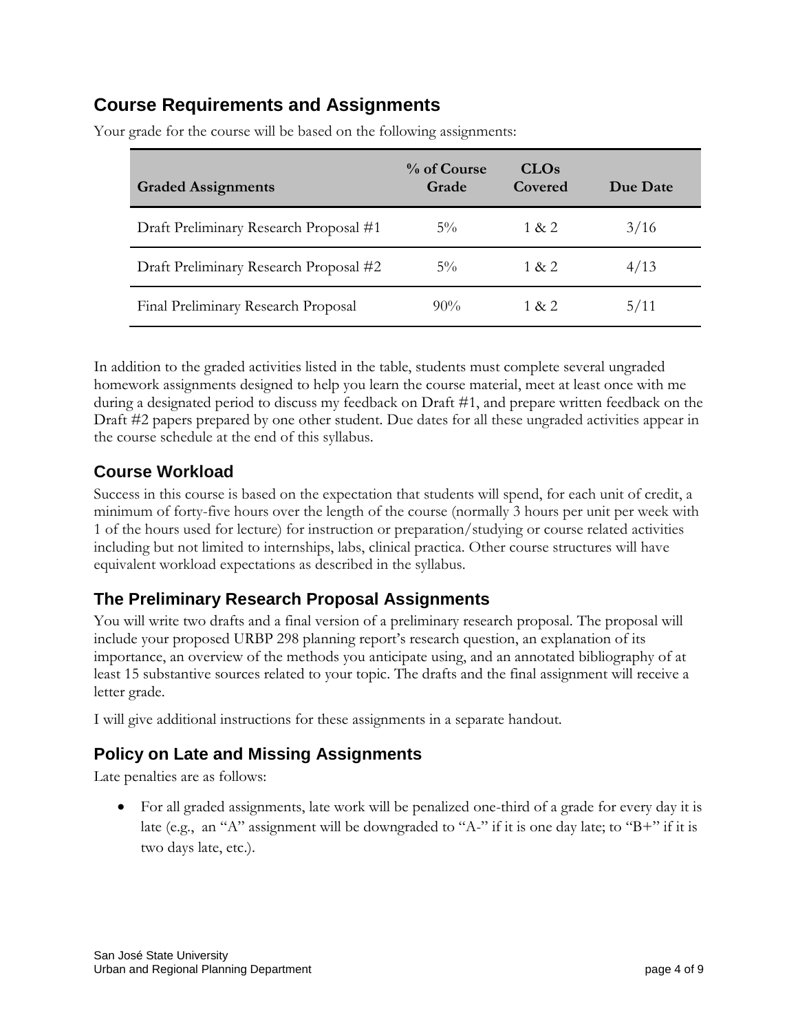## Course Requirements and Assignments

Your grade for the course will be based on the following assignments:

| Graded Assignments | % of Course Grade | CLOs Covered | Due Date |
|---|---|---|---|
| Draft Preliminary Research Proposal #1 | 5% | 1 & 2 | 3/16 |
| Draft Preliminary Research Proposal #2 | 5% | 1 & 2 | 4/13 |
| Final Preliminary Research Proposal | 90% | 1 & 2 | 5/11 |

In addition to the graded activities listed in the table, students must complete several ungraded homework assignments designed to help you learn the course material, meet at least once with me during a designated period to discuss my feedback on Draft #1, and prepare written feedback on the Draft #2 papers prepared by one other student. Due dates for all these ungraded activities appear in the course schedule at the end of this syllabus.

### Course Workload

Success in this course is based on the expectation that students will spend, for each unit of credit, a minimum of forty-five hours over the length of the course (normally 3 hours per unit per week with 1 of the hours used for lecture) for instruction or preparation/studying or course related activities including but not limited to internships, labs, clinical practica. Other course structures will have equivalent workload expectations as described in the syllabus.

### The Preliminary Research Proposal Assignments

You will write two drafts and a final version of a preliminary research proposal. The proposal will include your proposed URBP 298 planning report's research question, an explanation of its importance, an overview of the methods you anticipate using, and an annotated bibliography of at least 15 substantive sources related to your topic. The drafts and the final assignment will receive a letter grade.

I will give additional instructions for these assignments in a separate handout.

### Policy on Late and Missing Assignments

Late penalties are as follows:

- For all graded assignments, late work will be penalized one-third of a grade for every day it is late (e.g., an "A" assignment will be downgraded to "A-" if it is one day late; to "B+" if it is two days late, etc.).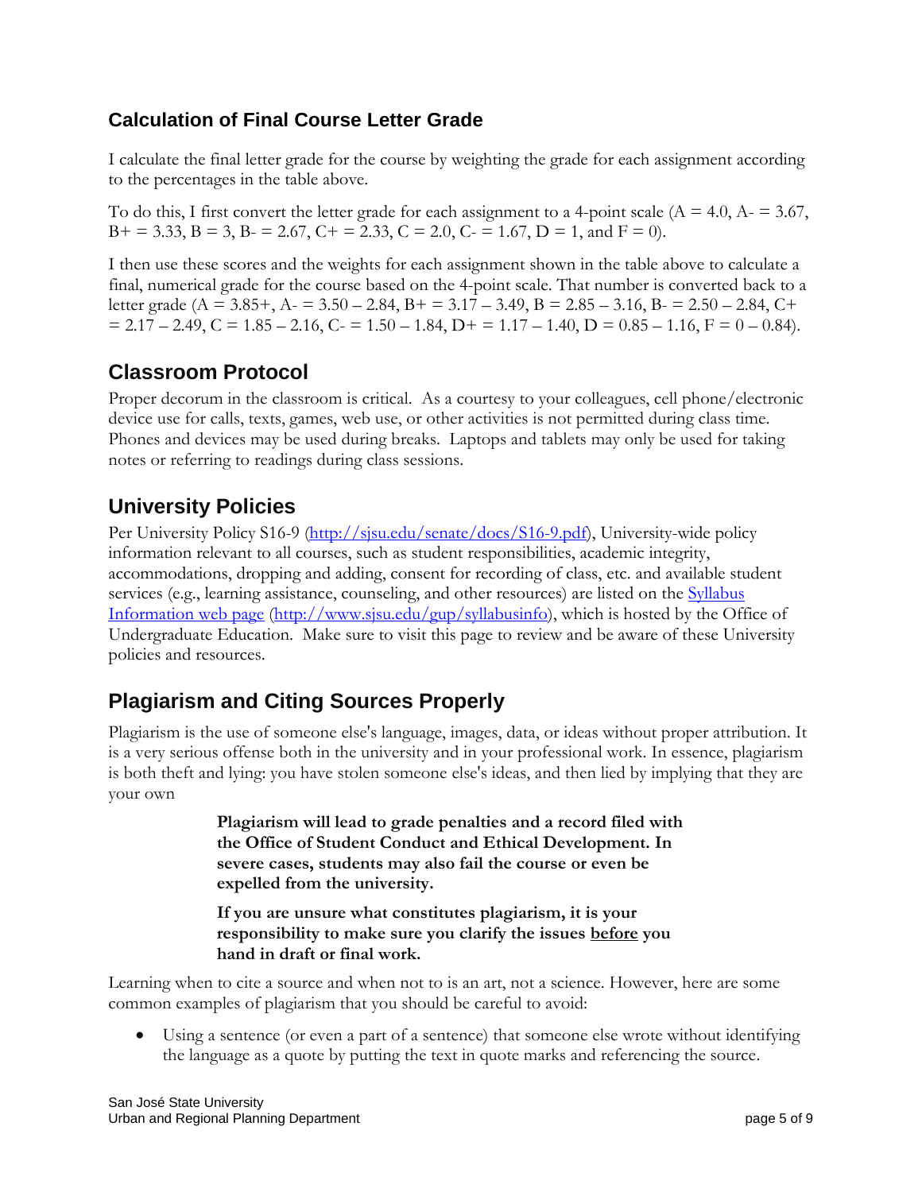## Calculation of Final Course Letter Grade

I calculate the final letter grade for the course by weighting the grade for each assignment according to the percentages in the table above.

To do this, I first convert the letter grade for each assignment to a 4-point scale (A = 4.0, A- = 3.67, B+ = 3.33, B = 3, B- = 2.67, C+ = 2.33, C = 2.0, C- = 1.67, D = 1, and F = 0).

I then use these scores and the weights for each assignment shown in the table above to calculate a final, numerical grade for the course based on the 4-point scale. That number is converted back to a letter grade (A = 3.85+, A- = 3.50 – 2.84, B+ = 3.17 – 3.49, B = 2.85 – 3.16, B- = 2.50 – 2.84, C+ = 2.17 – 2.49, C = 1.85 – 2.16, C- = 1.50 – 1.84, D+ = 1.17 – 1.40, D = 0.85 – 1.16, F = 0 – 0.84).

## Classroom Protocol

Proper decorum in the classroom is critical. As a courtesy to your colleagues, cell phone/electronic device use for calls, texts, games, web use, or other activities is not permitted during class time. Phones and devices may be used during breaks. Laptops and tablets may only be used for taking notes or referring to readings during class sessions.

## University Policies

Per University Policy S16-9 (http://sjsu.edu/senate/docs/S16-9.pdf), University-wide policy information relevant to all courses, such as student responsibilities, academic integrity, accommodations, dropping and adding, consent for recording of class, etc. and available student services (e.g., learning assistance, counseling, and other resources) are listed on the Syllabus Information web page (http://www.sjsu.edu/gup/syllabusinfo), which is hosted by the Office of Undergraduate Education. Make sure to visit this page to review and be aware of these University policies and resources.

## Plagiarism and Citing Sources Properly

Plagiarism is the use of someone else's language, images, data, or ideas without proper attribution. It is a very serious offense both in the university and in your professional work. In essence, plagiarism is both theft and lying: you have stolen someone else's ideas, and then lied by implying that they are your own

> **Plagiarism will lead to grade penalties and a record filed with the Office of Student Conduct and Ethical Development. In severe cases, students may also fail the course or even be expelled from the university.**
>
> **If you are unsure what constitutes plagiarism, it is your responsibility to make sure you clarify the issues before you hand in draft or final work.**

Learning when to cite a source and when not to is an art, not a science. However, here are some common examples of plagiarism that you should be careful to avoid:

- Using a sentence (or even a part of a sentence) that someone else wrote without identifying the language as a quote by putting the text in quote marks and referencing the source.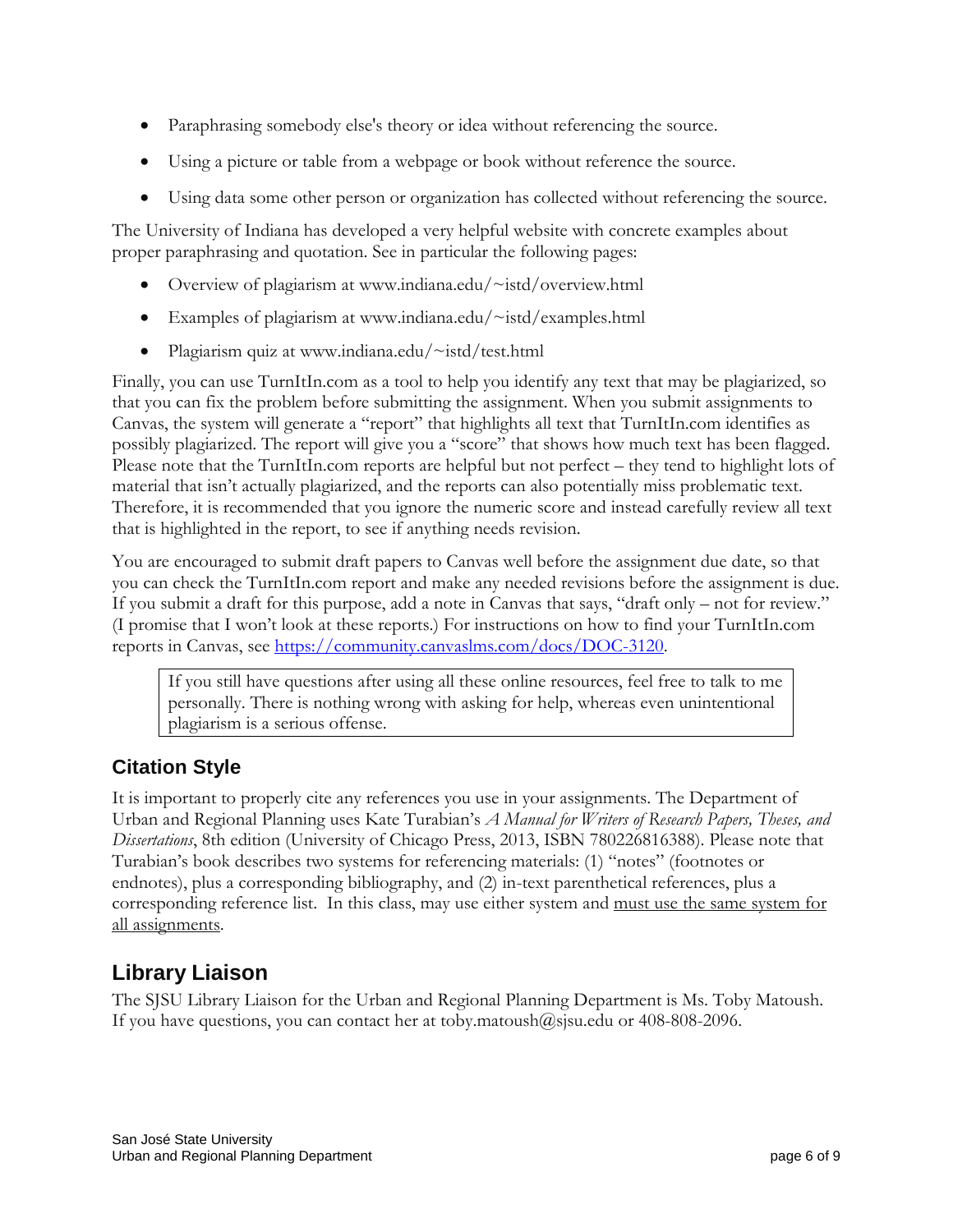- Paraphrasing somebody else's theory or idea without referencing the source.
- Using a picture or table from a webpage or book without reference the source.
- Using data some other person or organization has collected without referencing the source.

The University of Indiana has developed a very helpful website with concrete examples about proper paraphrasing and quotation. See in particular the following pages:

- Overview of plagiarism at www.indiana.edu/~istd/overview.html
- Examples of plagiarism at www.indiana.edu/~istd/examples.html
- Plagiarism quiz at www.indiana.edu/~istd/test.html

Finally, you can use TurnItIn.com as a tool to help you identify any text that may be plagiarized, so that you can fix the problem before submitting the assignment. When you submit assignments to Canvas, the system will generate a "report" that highlights all text that TurnItIn.com identifies as possibly plagiarized. The report will give you a "score" that shows how much text has been flagged. Please note that the TurnItIn.com reports are helpful but not perfect – they tend to highlight lots of material that isn't actually plagiarized, and the reports can also potentially miss problematic text. Therefore, it is recommended that you ignore the numeric score and instead carefully review all text that is highlighted in the report, to see if anything needs revision.

You are encouraged to submit draft papers to Canvas well before the assignment due date, so that you can check the TurnItIn.com report and make any needed revisions before the assignment is due. If you submit a draft for this purpose, add a note in Canvas that says, "draft only – not for review." (I promise that I won't look at these reports.) For instructions on how to find your TurnItIn.com reports in Canvas, see https://community.canvaslms.com/docs/DOC-3120.

> If you still have questions after using all these online resources, feel free to talk to me personally. There is nothing wrong with asking for help, whereas even unintentional plagiarism is a serious offense.

## Citation Style

It is important to properly cite any references you use in your assignments. The Department of Urban and Regional Planning uses Kate Turabian's *A Manual for Writers of Research Papers, Theses, and Dissertations*, 8th edition (University of Chicago Press, 2013, ISBN 780226816388). Please note that Turabian's book describes two systems for referencing materials: (1) "notes" (footnotes or endnotes), plus a corresponding bibliography, and (2) in-text parenthetical references, plus a corresponding reference list. In this class, may use either system and <u>must use the same system for all assignments</u>.

## Library Liaison

The SJSU Library Liaison for the Urban and Regional Planning Department is Ms. Toby Matoush. If you have questions, you can contact her at toby.matoush@sjsu.edu or 408-808-2096.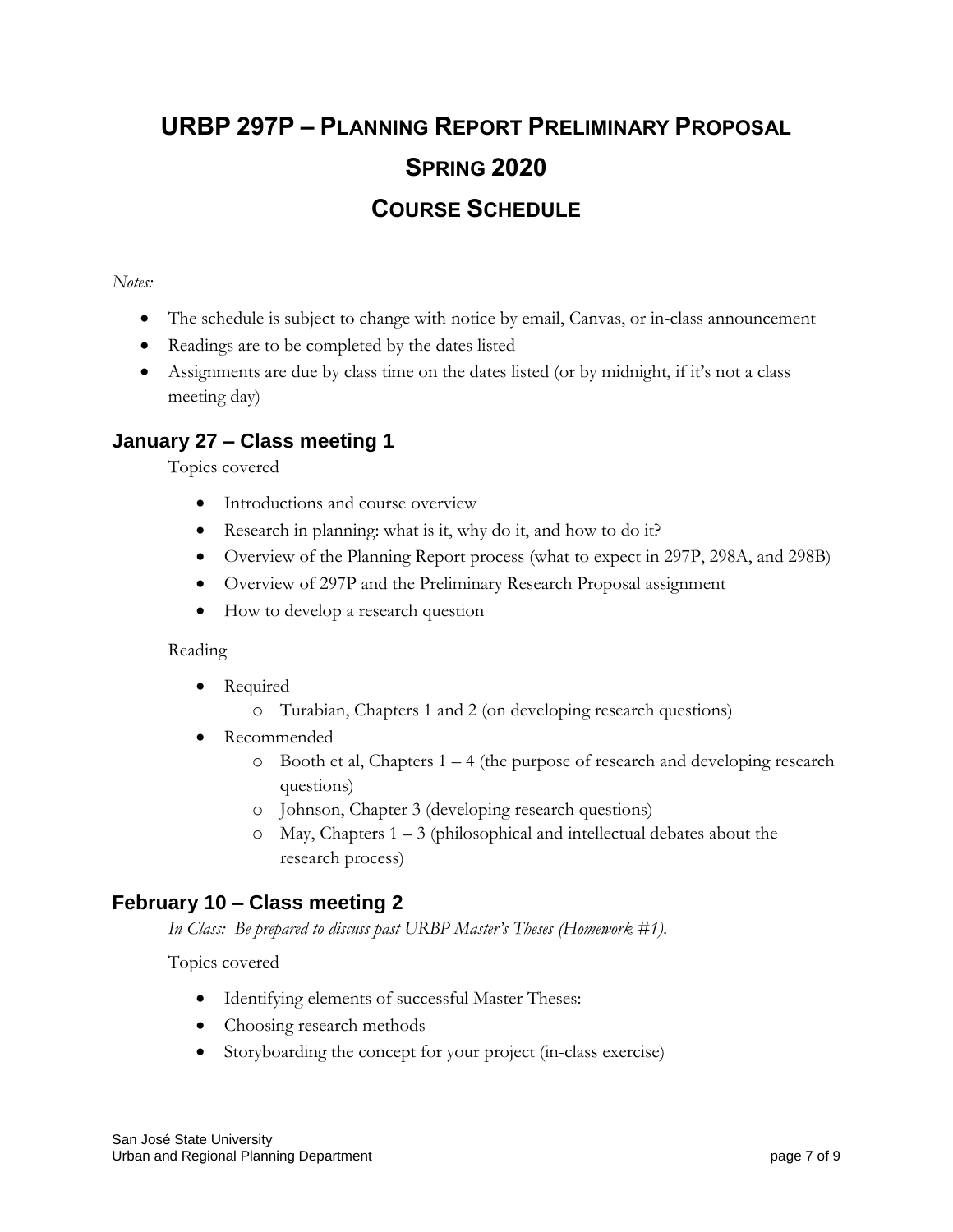# URBP 297P – Planning Report Preliminary Proposal

# Spring 2020

# Course Schedule

*Notes:*

- The schedule is subject to change with notice by email, Canvas, or in-class announcement
- Readings are to be completed by the dates listed
- Assignments are due by class time on the dates listed (or by midnight, if it's not a class meeting day)

## January 27 – Class meeting 1

Topics covered

- Introductions and course overview
- Research in planning: what is it, why do it, and how to do it?
- Overview of the Planning Report process (what to expect in 297P, 298A, and 298B)
- Overview of 297P and the Preliminary Research Proposal assignment
- How to develop a research question

Reading

- Required
  - Turabian, Chapters 1 and 2 (on developing research questions)
- Recommended
  - Booth et al, Chapters 1 – 4 (the purpose of research and developing research questions)
  - Johnson, Chapter 3 (developing research questions)
  - May, Chapters 1 – 3 (philosophical and intellectual debates about the research process)

## February 10 – Class meeting 2

*In Class: Be prepared to discuss past URBP Master's Theses (Homework #1).*

Topics covered

- Identifying elements of successful Master Theses:
- Choosing research methods
- Storyboarding the concept for your project (in-class exercise)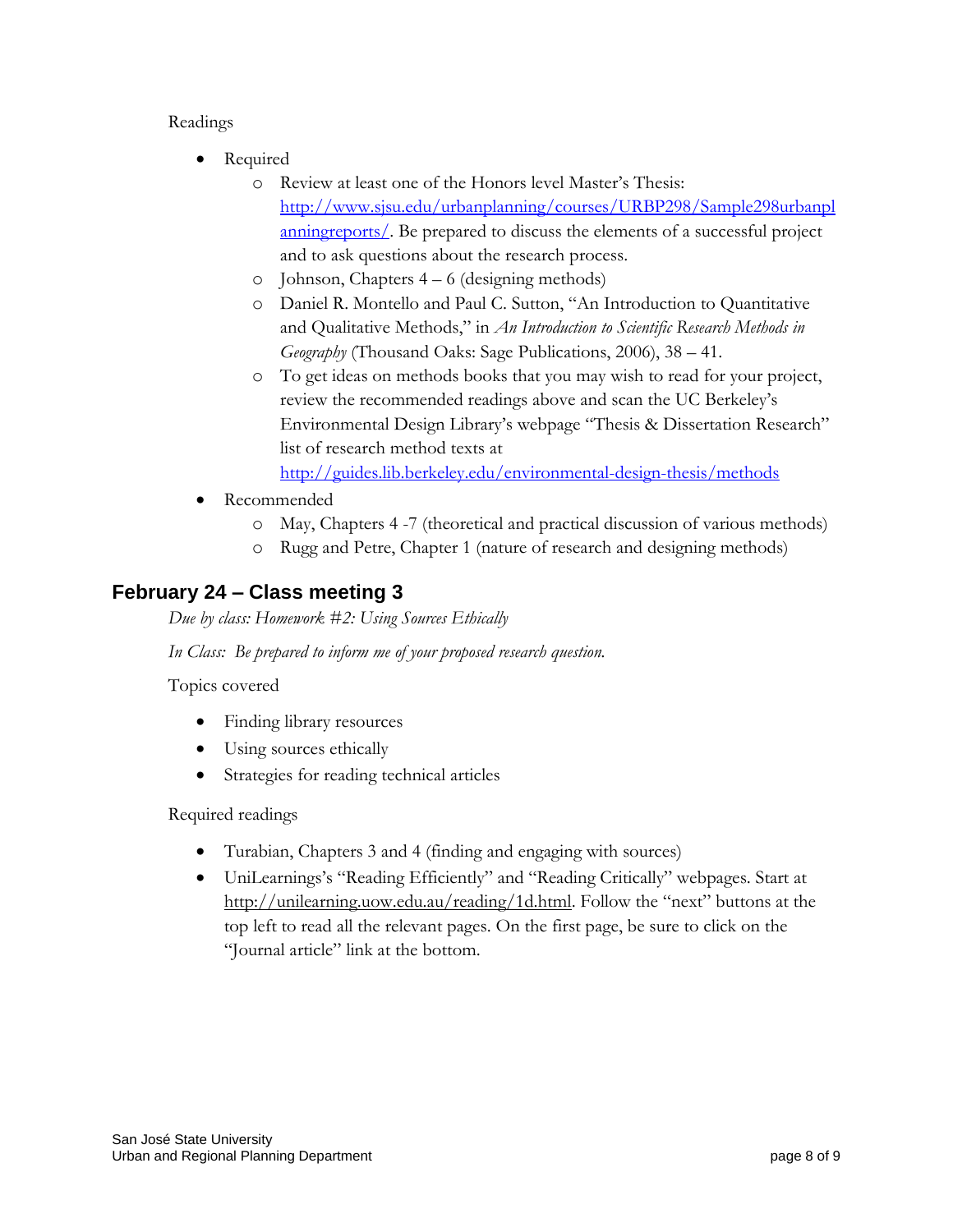Readings

- Required
  - Review at least one of the Honors level Master's Thesis: [http://www.sjsu.edu/urbanplanning/courses/URBP298/Sample298urbanplanningreports/](http://www.sjsu.edu/urbanplanning/courses/URBP298/Sample298urbanplanningreports/). Be prepared to discuss the elements of a successful project and to ask questions about the research process.
  - Johnson, Chapters 4 – 6 (designing methods)
  - Daniel R. Montello and Paul C. Sutton, "An Introduction to Quantitative and Qualitative Methods," in *An Introduction to Scientific Research Methods in Geography* (Thousand Oaks: Sage Publications, 2006), 38 – 41.
  - To get ideas on methods books that you may wish to read for your project, review the recommended readings above and scan the UC Berkeley's Environmental Design Library's webpage "Thesis & Dissertation Research" list of research method texts at [http://guides.lib.berkeley.edu/environmental-design-thesis/methods](http://guides.lib.berkeley.edu/environmental-design-thesis/methods)
- Recommended
  - May, Chapters 4 -7 (theoretical and practical discussion of various methods)
  - Rugg and Petre, Chapter 1 (nature of research and designing methods)

## February 24 – Class meeting 3

*Due by class: Homework #2: Using Sources Ethically*

*In Class: Be prepared to inform me of your proposed research question.*

Topics covered

- Finding library resources
- Using sources ethically
- Strategies for reading technical articles

Required readings

- Turabian, Chapters 3 and 4 (finding and engaging with sources)
- UniLearnings's "Reading Efficiently" and "Reading Critically" webpages. Start at http://unilearning.uow.edu.au/reading/1d.html. Follow the "next" buttons at the top left to read all the relevant pages. On the first page, be sure to click on the "Journal article" link at the bottom.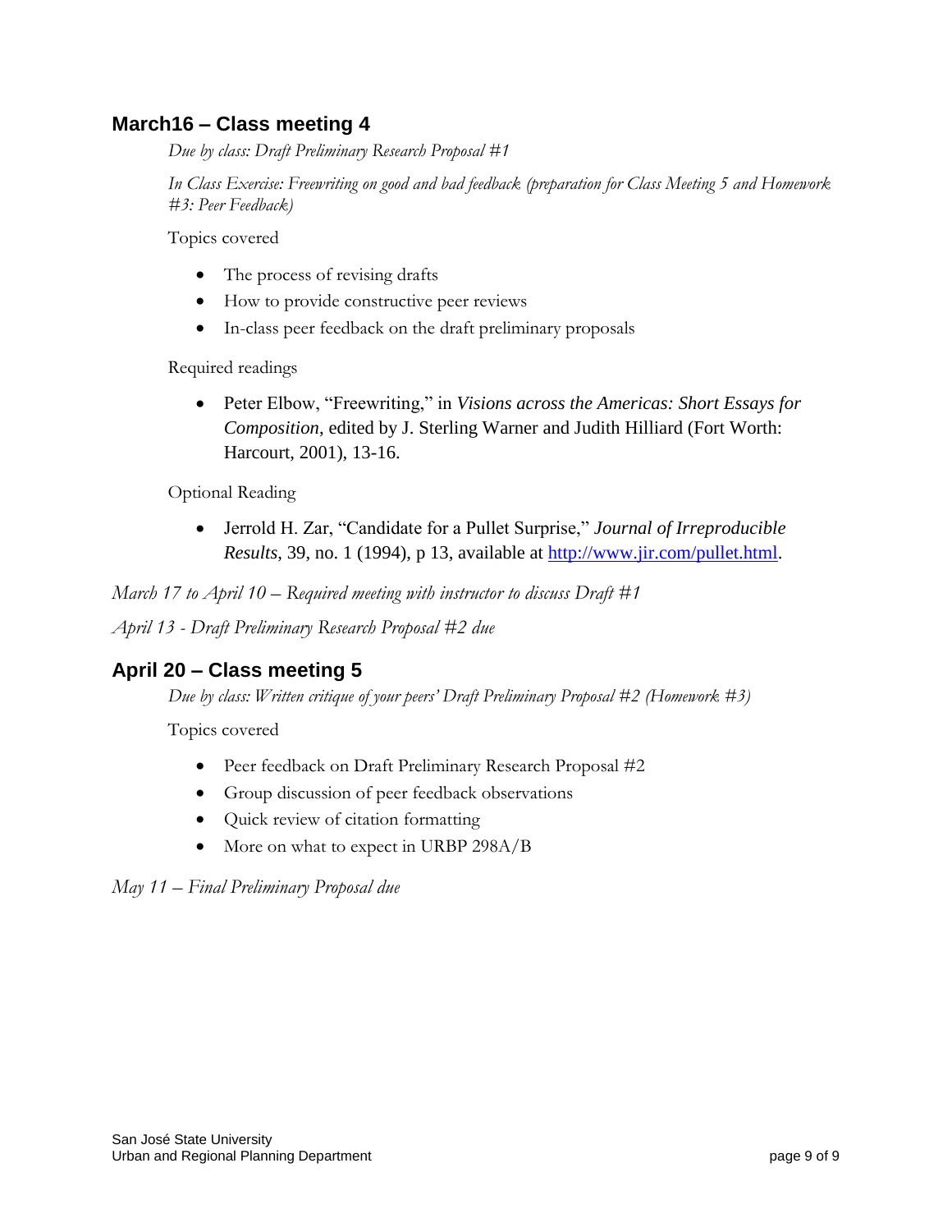## March16 – Class meeting 4

*Due by class: Draft Preliminary Research Proposal #1*

*In Class Exercise: Freewriting on good and bad feedback (preparation for Class Meeting 5 and Homework #3: Peer Feedback)*

Topics covered

- The process of revising drafts
- How to provide constructive peer reviews
- In-class peer feedback on the draft preliminary proposals

Required readings

- Peter Elbow, "Freewriting," in *Visions across the Americas: Short Essays for Composition*, edited by J. Sterling Warner and Judith Hilliard (Fort Worth: Harcourt, 2001), 13-16.

Optional Reading

- Jerrold H. Zar, "Candidate for a Pullet Surprise," *Journal of Irreproducible Results*, 39, no. 1 (1994), p 13, available at http://www.jir.com/pullet.html.

*March 17 to April 10 – Required meeting with instructor to discuss Draft #1*

*April 13 - Draft Preliminary Research Proposal #2 due*

## April 20 – Class meeting 5

*Due by class: Written critique of your peers' Draft Preliminary Proposal #2 (Homework #3)*

Topics covered

- Peer feedback on Draft Preliminary Research Proposal #2
- Group discussion of peer feedback observations
- Quick review of citation formatting
- More on what to expect in URBP 298A/B

*May 11 – Final Preliminary Proposal due*